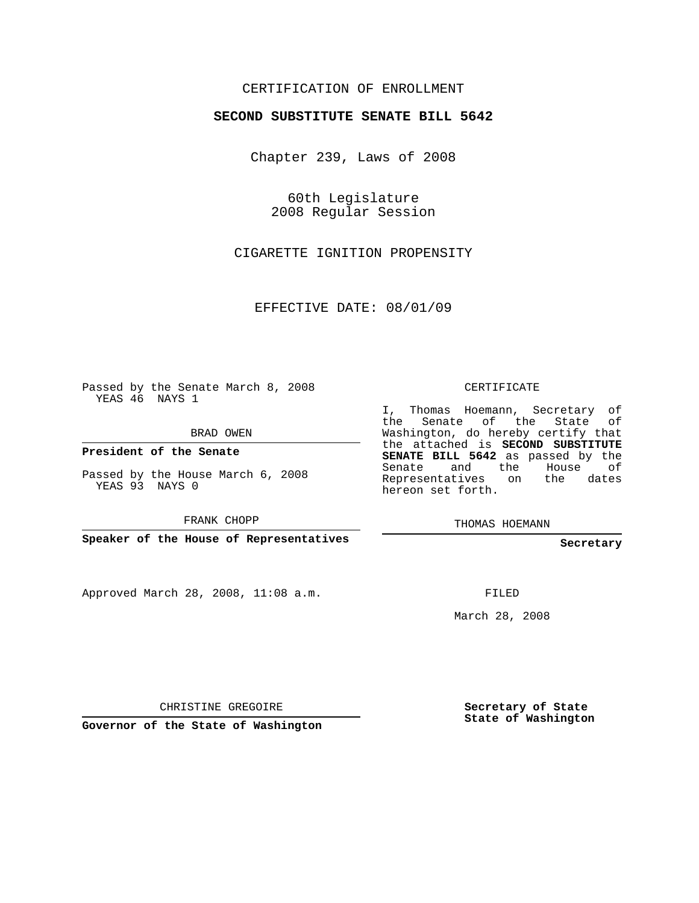CERTIFICATION OF ENROLLMENT

**SECOND SUBSTITUTE SENATE BILL 5642**

Chapter 239, Laws of 2008

60th Legislature
2008 Regular Session

CIGARETTE IGNITION PROPENSITY

EFFECTIVE DATE: 08/01/09

Passed by the Senate March 8, 2008
YEAS 46 NAYS 1

BRAD OWEN

**President of the Senate**

Passed by the House March 6, 2008
YEAS 93 NAYS 0

FRANK CHOPP

**Speaker of the House of Representatives**

Approved March 28, 2008, 11:08 a.m.

CHRISTINE GREGOIRE

**Governor of the State of Washington**

CERTIFICATE

I, Thomas Hoemann, Secretary of the Senate of the State of Washington, do hereby certify that the attached is **SECOND SUBSTITUTE SENATE BILL 5642** as passed by the Senate and the House of Representatives on the dates hereon set forth.

THOMAS HOEMANN

**Secretary**

FILED

March 28, 2008

**Secretary of State**
**State of Washington**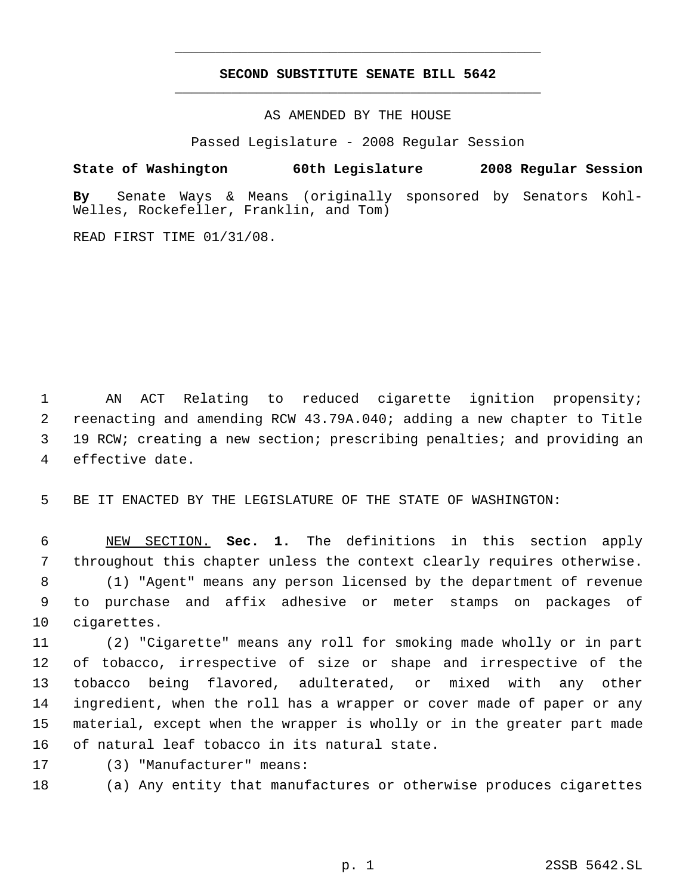# SECOND SUBSTITUTE SENATE BILL 5642

AS AMENDED BY THE HOUSE

Passed Legislature - 2008 Regular Session

**State of Washington 60th Legislature 2008 Regular Session**

**By** Senate Ways & Means (originally sponsored by Senators Kohl-Welles, Rockefeller, Franklin, and Tom)

READ FIRST TIME 01/31/08.

AN ACT Relating to reduced cigarette ignition propensity; reenacting and amending RCW 43.79A.040; adding a new chapter to Title 19 RCW; creating a new section; prescribing penalties; and providing an effective date.

BE IT ENACTED BY THE LEGISLATURE OF THE STATE OF WASHINGTON:

NEW SECTION. **Sec. 1.** The definitions in this section apply throughout this chapter unless the context clearly requires otherwise.

(1) "Agent" means any person licensed by the department of revenue to purchase and affix adhesive or meter stamps on packages of cigarettes.

(2) "Cigarette" means any roll for smoking made wholly or in part of tobacco, irrespective of size or shape and irrespective of the tobacco being flavored, adulterated, or mixed with any other ingredient, when the roll has a wrapper or cover made of paper or any material, except when the wrapper is wholly or in the greater part made of natural leaf tobacco in its natural state.

(3) "Manufacturer" means:

(a) Any entity that manufactures or otherwise produces cigarettes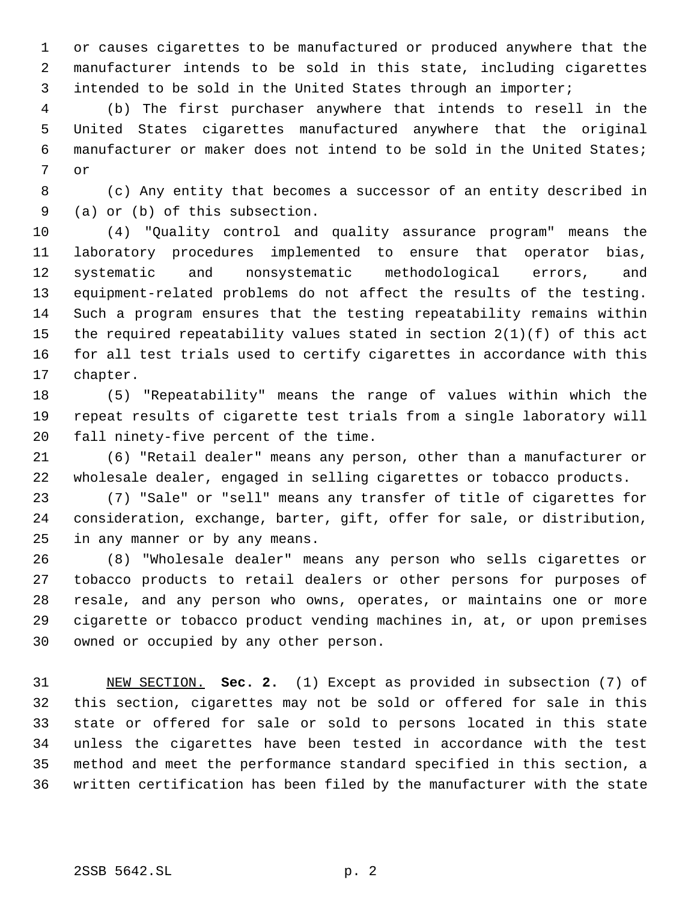or causes cigarettes to be manufactured or produced anywhere that the manufacturer intends to be sold in this state, including cigarettes intended to be sold in the United States through an importer;

(b) The first purchaser anywhere that intends to resell in the United States cigarettes manufactured anywhere that the original manufacturer or maker does not intend to be sold in the United States; or

(c) Any entity that becomes a successor of an entity described in (a) or (b) of this subsection.

(4) "Quality control and quality assurance program" means the laboratory procedures implemented to ensure that operator bias, systematic and nonsystematic methodological errors, and equipment-related problems do not affect the results of the testing. Such a program ensures that the testing repeatability remains within the required repeatability values stated in section 2(1)(f) of this act for all test trials used to certify cigarettes in accordance with this chapter.

(5) "Repeatability" means the range of values within which the repeat results of cigarette test trials from a single laboratory will fall ninety-five percent of the time.

(6) "Retail dealer" means any person, other than a manufacturer or wholesale dealer, engaged in selling cigarettes or tobacco products.

(7) "Sale" or "sell" means any transfer of title of cigarettes for consideration, exchange, barter, gift, offer for sale, or distribution, in any manner or by any means.

(8) "Wholesale dealer" means any person who sells cigarettes or tobacco products to retail dealers or other persons for purposes of resale, and any person who owns, operates, or maintains one or more cigarette or tobacco product vending machines in, at, or upon premises owned or occupied by any other person.

NEW SECTION. **Sec. 2.** (1) Except as provided in subsection (7) of this section, cigarettes may not be sold or offered for sale in this state or offered for sale or sold to persons located in this state unless the cigarettes have been tested in accordance with the test method and meet the performance standard specified in this section, a written certification has been filed by the manufacturer with the state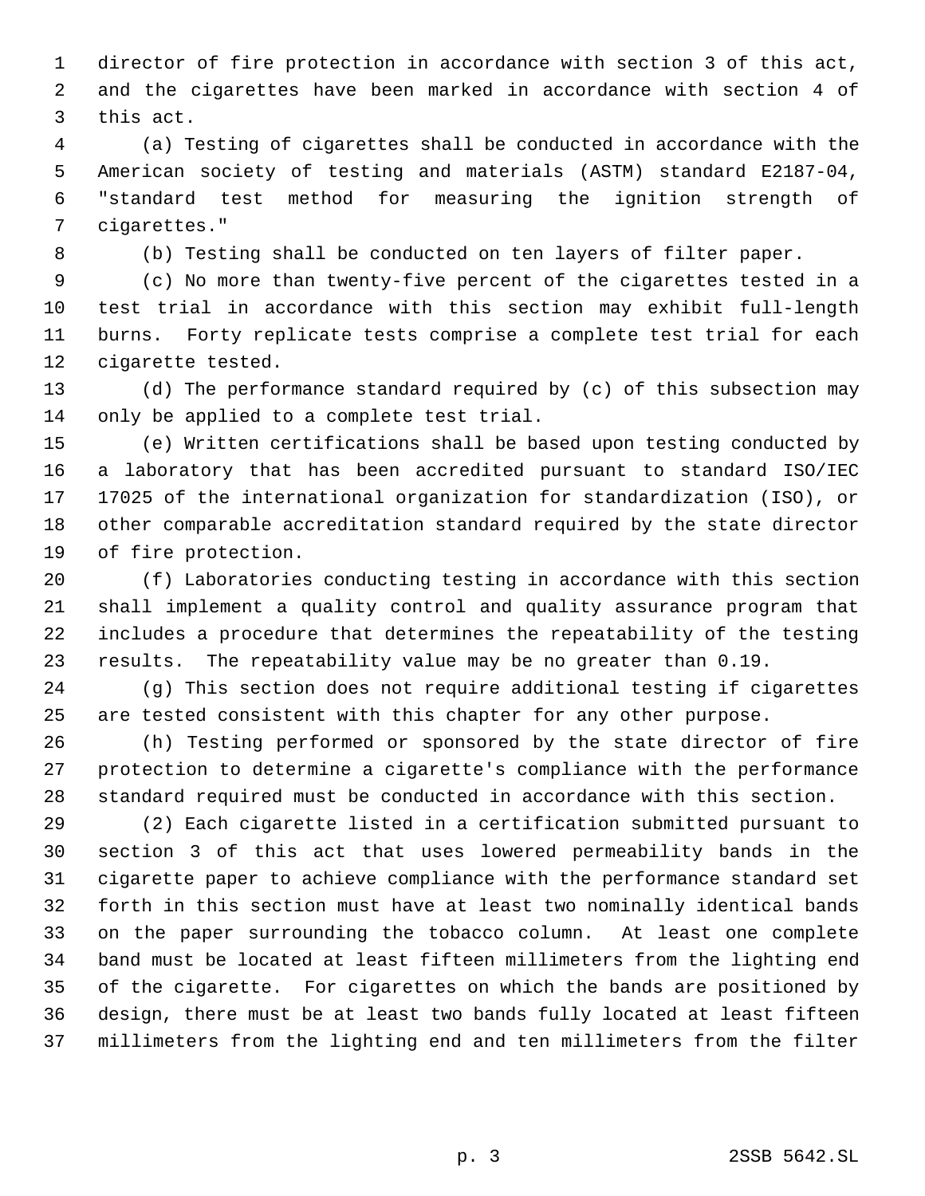director of fire protection in accordance with section 3 of this act, and the cigarettes have been marked in accordance with section 4 of this act.

(a) Testing of cigarettes shall be conducted in accordance with the American society of testing and materials (ASTM) standard E2187-04, "standard test method for measuring the ignition strength of cigarettes."

(b) Testing shall be conducted on ten layers of filter paper.

(c) No more than twenty-five percent of the cigarettes tested in a test trial in accordance with this section may exhibit full-length burns. Forty replicate tests comprise a complete test trial for each cigarette tested.

(d) The performance standard required by (c) of this subsection may only be applied to a complete test trial.

(e) Written certifications shall be based upon testing conducted by a laboratory that has been accredited pursuant to standard ISO/IEC 17025 of the international organization for standardization (ISO), or other comparable accreditation standard required by the state director of fire protection.

(f) Laboratories conducting testing in accordance with this section shall implement a quality control and quality assurance program that includes a procedure that determines the repeatability of the testing results. The repeatability value may be no greater than 0.19.

(g) This section does not require additional testing if cigarettes are tested consistent with this chapter for any other purpose.

(h) Testing performed or sponsored by the state director of fire protection to determine a cigarette's compliance with the performance standard required must be conducted in accordance with this section.

(2) Each cigarette listed in a certification submitted pursuant to section 3 of this act that uses lowered permeability bands in the cigarette paper to achieve compliance with the performance standard set forth in this section must have at least two nominally identical bands on the paper surrounding the tobacco column. At least one complete band must be located at least fifteen millimeters from the lighting end of the cigarette. For cigarettes on which the bands are positioned by design, there must be at least two bands fully located at least fifteen millimeters from the lighting end and ten millimeters from the filter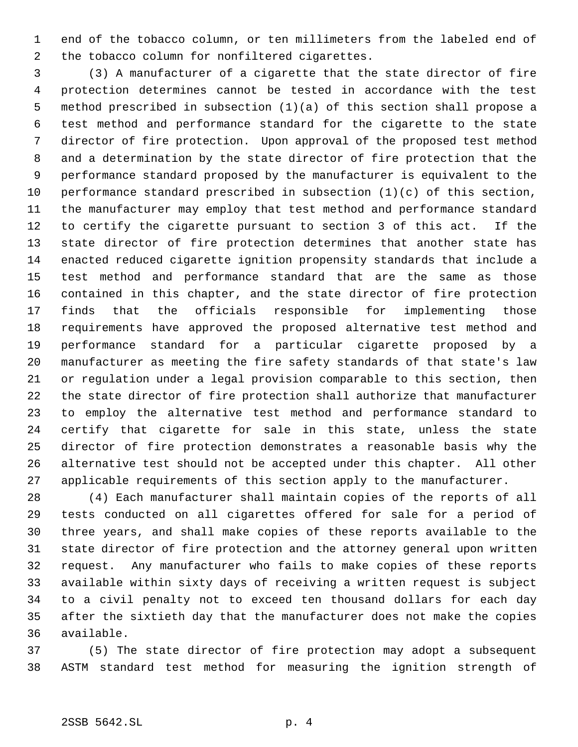end of the tobacco column, or ten millimeters from the labeled end of the tobacco column for nonfiltered cigarettes.

(3) A manufacturer of a cigarette that the state director of fire protection determines cannot be tested in accordance with the test method prescribed in subsection (1)(a) of this section shall propose a test method and performance standard for the cigarette to the state director of fire protection. Upon approval of the proposed test method and a determination by the state director of fire protection that the performance standard proposed by the manufacturer is equivalent to the performance standard prescribed in subsection (1)(c) of this section, the manufacturer may employ that test method and performance standard to certify the cigarette pursuant to section 3 of this act. If the state director of fire protection determines that another state has enacted reduced cigarette ignition propensity standards that include a test method and performance standard that are the same as those contained in this chapter, and the state director of fire protection finds that the officials responsible for implementing those requirements have approved the proposed alternative test method and performance standard for a particular cigarette proposed by a manufacturer as meeting the fire safety standards of that state's law or regulation under a legal provision comparable to this section, then the state director of fire protection shall authorize that manufacturer to employ the alternative test method and performance standard to certify that cigarette for sale in this state, unless the state director of fire protection demonstrates a reasonable basis why the alternative test should not be accepted under this chapter. All other applicable requirements of this section apply to the manufacturer.

(4) Each manufacturer shall maintain copies of the reports of all tests conducted on all cigarettes offered for sale for a period of three years, and shall make copies of these reports available to the state director of fire protection and the attorney general upon written request. Any manufacturer who fails to make copies of these reports available within sixty days of receiving a written request is subject to a civil penalty not to exceed ten thousand dollars for each day after the sixtieth day that the manufacturer does not make the copies available.

(5) The state director of fire protection may adopt a subsequent ASTM standard test method for measuring the ignition strength of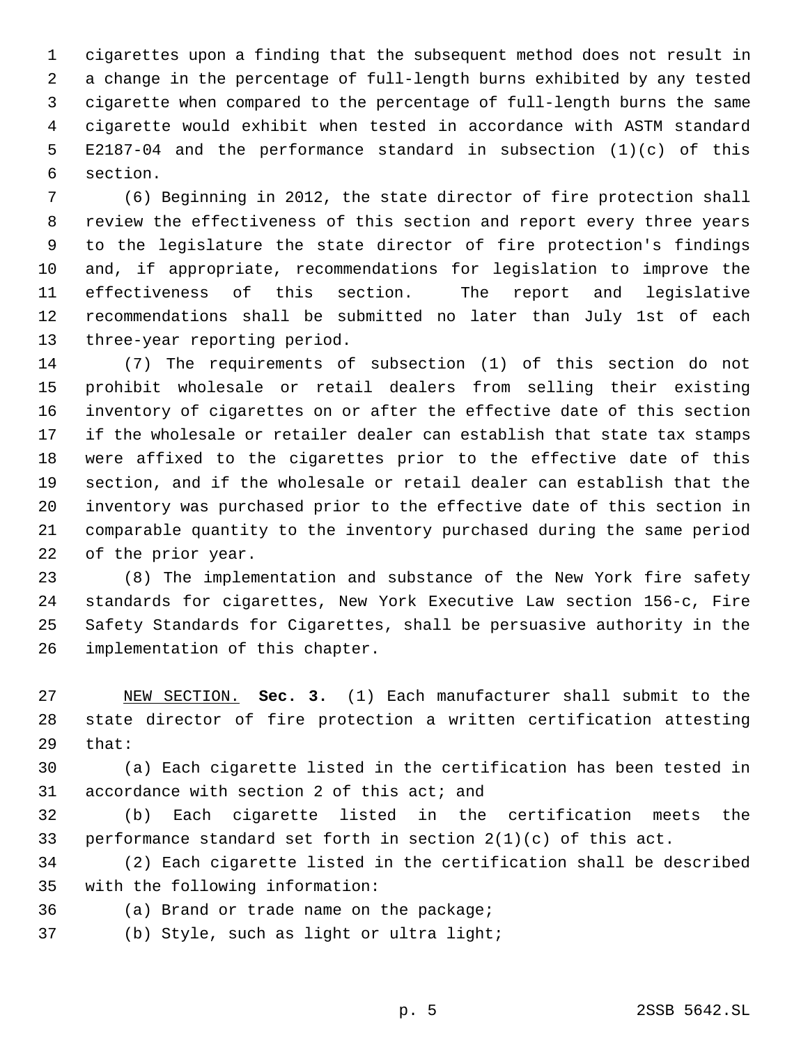cigarettes upon a finding that the subsequent method does not result in a change in the percentage of full-length burns exhibited by any tested cigarette when compared to the percentage of full-length burns the same cigarette would exhibit when tested in accordance with ASTM standard E2187-04 and the performance standard in subsection (1)(c) of this section.

(6) Beginning in 2012, the state director of fire protection shall review the effectiveness of this section and report every three years to the legislature the state director of fire protection's findings and, if appropriate, recommendations for legislation to improve the effectiveness of this section. The report and legislative recommendations shall be submitted no later than July 1st of each three-year reporting period.

(7) The requirements of subsection (1) of this section do not prohibit wholesale or retail dealers from selling their existing inventory of cigarettes on or after the effective date of this section if the wholesale or retailer dealer can establish that state tax stamps were affixed to the cigarettes prior to the effective date of this section, and if the wholesale or retail dealer can establish that the inventory was purchased prior to the effective date of this section in comparable quantity to the inventory purchased during the same period of the prior year.

(8) The implementation and substance of the New York fire safety standards for cigarettes, New York Executive Law section 156-c, Fire Safety Standards for Cigarettes, shall be persuasive authority in the implementation of this chapter.

NEW SECTION. **Sec. 3.** (1) Each manufacturer shall submit to the state director of fire protection a written certification attesting that:

(a) Each cigarette listed in the certification has been tested in accordance with section 2 of this act; and

(b) Each cigarette listed in the certification meets the performance standard set forth in section 2(1)(c) of this act.

(2) Each cigarette listed in the certification shall be described with the following information:

(a) Brand or trade name on the package;

(b) Style, such as light or ultra light;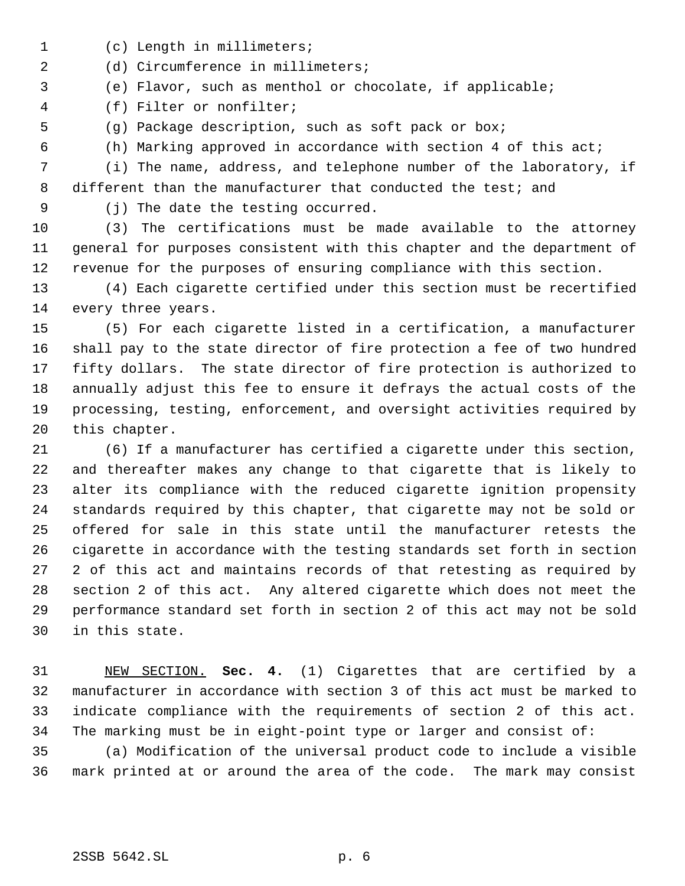(c) Length in millimeters;

(d) Circumference in millimeters;

(e) Flavor, such as menthol or chocolate, if applicable;

(f) Filter or nonfilter;

(g) Package description, such as soft pack or box;

(h) Marking approved in accordance with section 4 of this act;

(i) The name, address, and telephone number of the laboratory, if different than the manufacturer that conducted the test; and

(j) The date the testing occurred.

(3) The certifications must be made available to the attorney general for purposes consistent with this chapter and the department of revenue for the purposes of ensuring compliance with this section.

(4) Each cigarette certified under this section must be recertified every three years.

(5) For each cigarette listed in a certification, a manufacturer shall pay to the state director of fire protection a fee of two hundred fifty dollars. The state director of fire protection is authorized to annually adjust this fee to ensure it defrays the actual costs of the processing, testing, enforcement, and oversight activities required by this chapter.

(6) If a manufacturer has certified a cigarette under this section, and thereafter makes any change to that cigarette that is likely to alter its compliance with the reduced cigarette ignition propensity standards required by this chapter, that cigarette may not be sold or offered for sale in this state until the manufacturer retests the cigarette in accordance with the testing standards set forth in section 2 of this act and maintains records of that retesting as required by section 2 of this act. Any altered cigarette which does not meet the performance standard set forth in section 2 of this act may not be sold in this state.

NEW SECTION. **Sec. 4.** (1) Cigarettes that are certified by a manufacturer in accordance with section 3 of this act must be marked to indicate compliance with the requirements of section 2 of this act. The marking must be in eight-point type or larger and consist of:

(a) Modification of the universal product code to include a visible mark printed at or around the area of the code. The mark may consist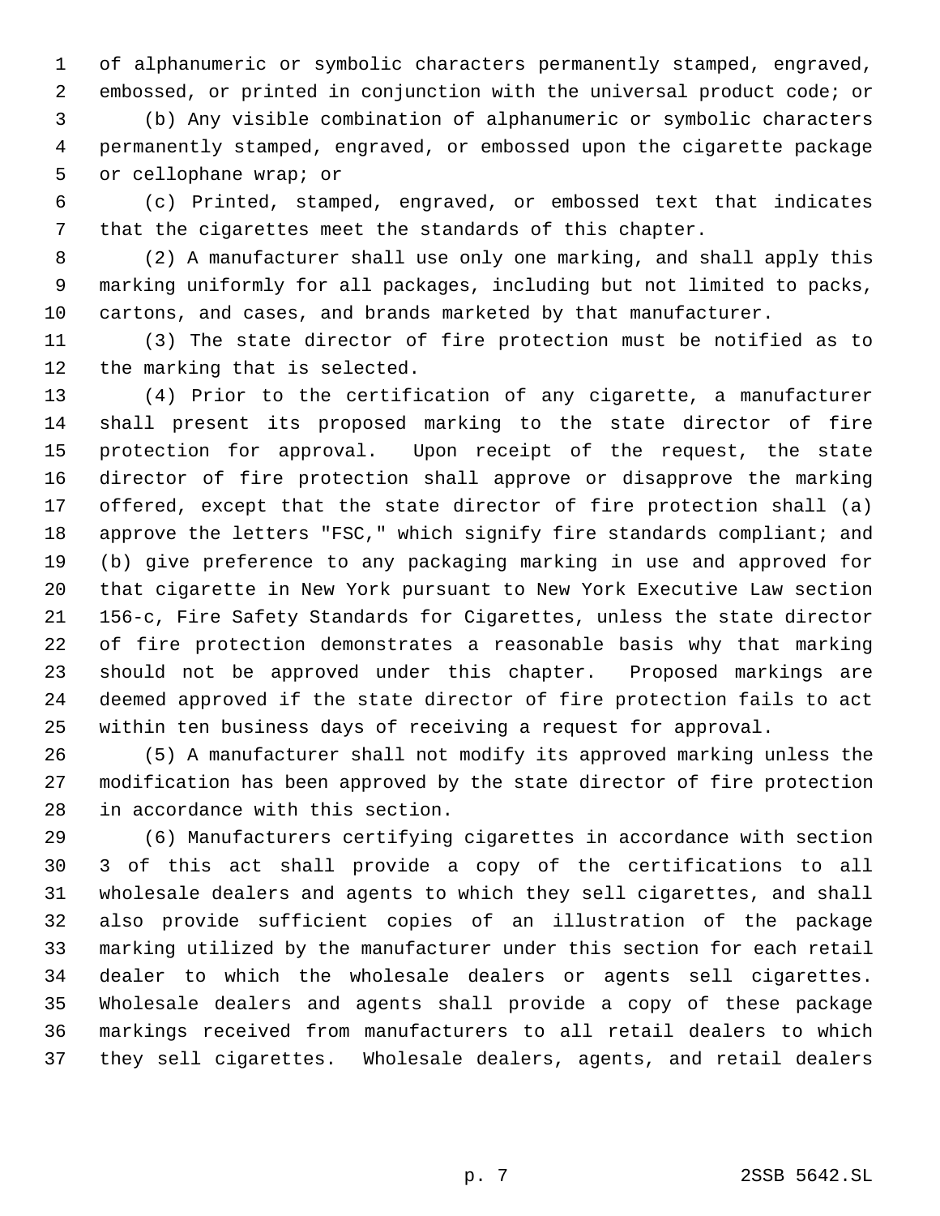of alphanumeric or symbolic characters permanently stamped, engraved, embossed, or printed in conjunction with the universal product code; or

(b) Any visible combination of alphanumeric or symbolic characters permanently stamped, engraved, or embossed upon the cigarette package or cellophane wrap; or

(c) Printed, stamped, engraved, or embossed text that indicates that the cigarettes meet the standards of this chapter.

(2) A manufacturer shall use only one marking, and shall apply this marking uniformly for all packages, including but not limited to packs, cartons, and cases, and brands marketed by that manufacturer.

(3) The state director of fire protection must be notified as to the marking that is selected.

(4) Prior to the certification of any cigarette, a manufacturer shall present its proposed marking to the state director of fire protection for approval. Upon receipt of the request, the state director of fire protection shall approve or disapprove the marking offered, except that the state director of fire protection shall (a) approve the letters "FSC," which signify fire standards compliant; and (b) give preference to any packaging marking in use and approved for that cigarette in New York pursuant to New York Executive Law section 156-c, Fire Safety Standards for Cigarettes, unless the state director of fire protection demonstrates a reasonable basis why that marking should not be approved under this chapter. Proposed markings are deemed approved if the state director of fire protection fails to act within ten business days of receiving a request for approval.

(5) A manufacturer shall not modify its approved marking unless the modification has been approved by the state director of fire protection in accordance with this section.

(6) Manufacturers certifying cigarettes in accordance with section 3 of this act shall provide a copy of the certifications to all wholesale dealers and agents to which they sell cigarettes, and shall also provide sufficient copies of an illustration of the package marking utilized by the manufacturer under this section for each retail dealer to which the wholesale dealers or agents sell cigarettes. Wholesale dealers and agents shall provide a copy of these package markings received from manufacturers to all retail dealers to which they sell cigarettes. Wholesale dealers, agents, and retail dealers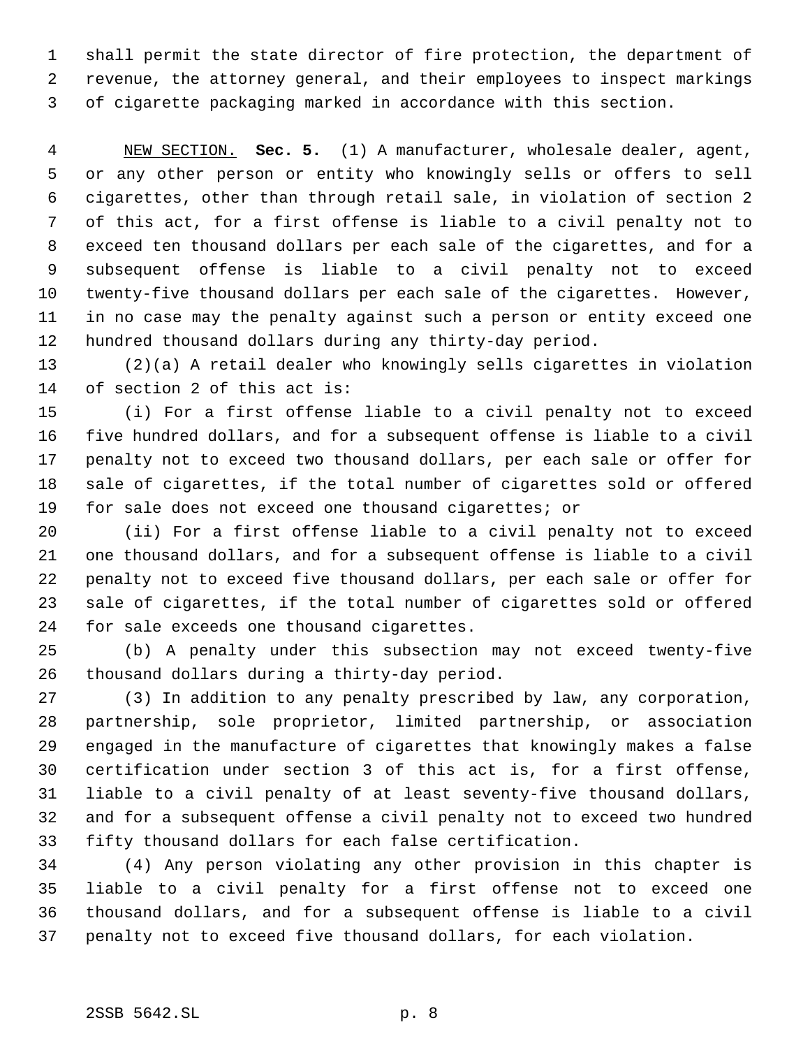shall permit the state director of fire protection, the department of revenue, the attorney general, and their employees to inspect markings of cigarette packaging marked in accordance with this section.

NEW SECTION. **Sec. 5.** (1) A manufacturer, wholesale dealer, agent, or any other person or entity who knowingly sells or offers to sell cigarettes, other than through retail sale, in violation of section 2 of this act, for a first offense is liable to a civil penalty not to exceed ten thousand dollars per each sale of the cigarettes, and for a subsequent offense is liable to a civil penalty not to exceed twenty-five thousand dollars per each sale of the cigarettes. However, in no case may the penalty against such a person or entity exceed one hundred thousand dollars during any thirty-day period.

(2)(a) A retail dealer who knowingly sells cigarettes in violation of section 2 of this act is:

(i) For a first offense liable to a civil penalty not to exceed five hundred dollars, and for a subsequent offense is liable to a civil penalty not to exceed two thousand dollars, per each sale or offer for sale of cigarettes, if the total number of cigarettes sold or offered for sale does not exceed one thousand cigarettes; or

(ii) For a first offense liable to a civil penalty not to exceed one thousand dollars, and for a subsequent offense is liable to a civil penalty not to exceed five thousand dollars, per each sale or offer for sale of cigarettes, if the total number of cigarettes sold or offered for sale exceeds one thousand cigarettes.

(b) A penalty under this subsection may not exceed twenty-five thousand dollars during a thirty-day period.

(3) In addition to any penalty prescribed by law, any corporation, partnership, sole proprietor, limited partnership, or association engaged in the manufacture of cigarettes that knowingly makes a false certification under section 3 of this act is, for a first offense, liable to a civil penalty of at least seventy-five thousand dollars, and for a subsequent offense a civil penalty not to exceed two hundred fifty thousand dollars for each false certification.

(4) Any person violating any other provision in this chapter is liable to a civil penalty for a first offense not to exceed one thousand dollars, and for a subsequent offense is liable to a civil penalty not to exceed five thousand dollars, for each violation.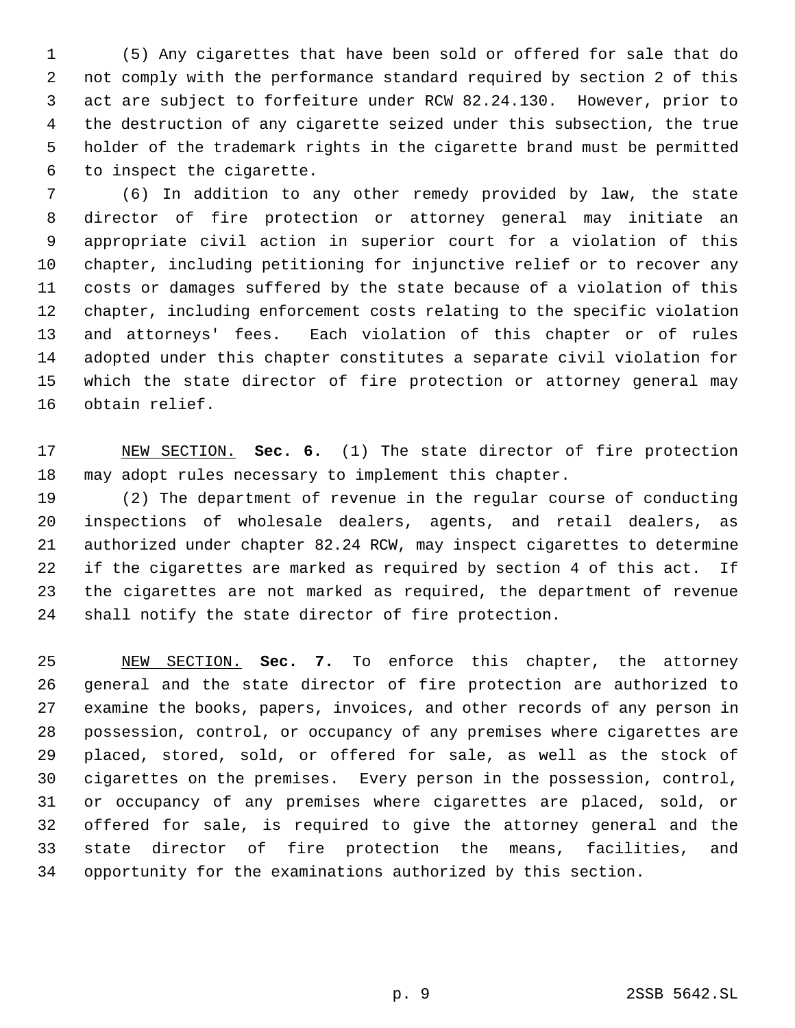(5) Any cigarettes that have been sold or offered for sale that do not comply with the performance standard required by section 2 of this act are subject to forfeiture under RCW 82.24.130. However, prior to the destruction of any cigarette seized under this subsection, the true holder of the trademark rights in the cigarette brand must be permitted to inspect the cigarette.

(6) In addition to any other remedy provided by law, the state director of fire protection or attorney general may initiate an appropriate civil action in superior court for a violation of this chapter, including petitioning for injunctive relief or to recover any costs or damages suffered by the state because of a violation of this chapter, including enforcement costs relating to the specific violation and attorneys' fees. Each violation of this chapter or of rules adopted under this chapter constitutes a separate civil violation for which the state director of fire protection or attorney general may obtain relief.

NEW SECTION. **Sec. 6.** (1) The state director of fire protection may adopt rules necessary to implement this chapter.

(2) The department of revenue in the regular course of conducting inspections of wholesale dealers, agents, and retail dealers, as authorized under chapter 82.24 RCW, may inspect cigarettes to determine if the cigarettes are marked as required by section 4 of this act. If the cigarettes are not marked as required, the department of revenue shall notify the state director of fire protection.

NEW SECTION. **Sec. 7.** To enforce this chapter, the attorney general and the state director of fire protection are authorized to examine the books, papers, invoices, and other records of any person in possession, control, or occupancy of any premises where cigarettes are placed, stored, sold, or offered for sale, as well as the stock of cigarettes on the premises. Every person in the possession, control, or occupancy of any premises where cigarettes are placed, sold, or offered for sale, is required to give the attorney general and the state director of fire protection the means, facilities, and opportunity for the examinations authorized by this section.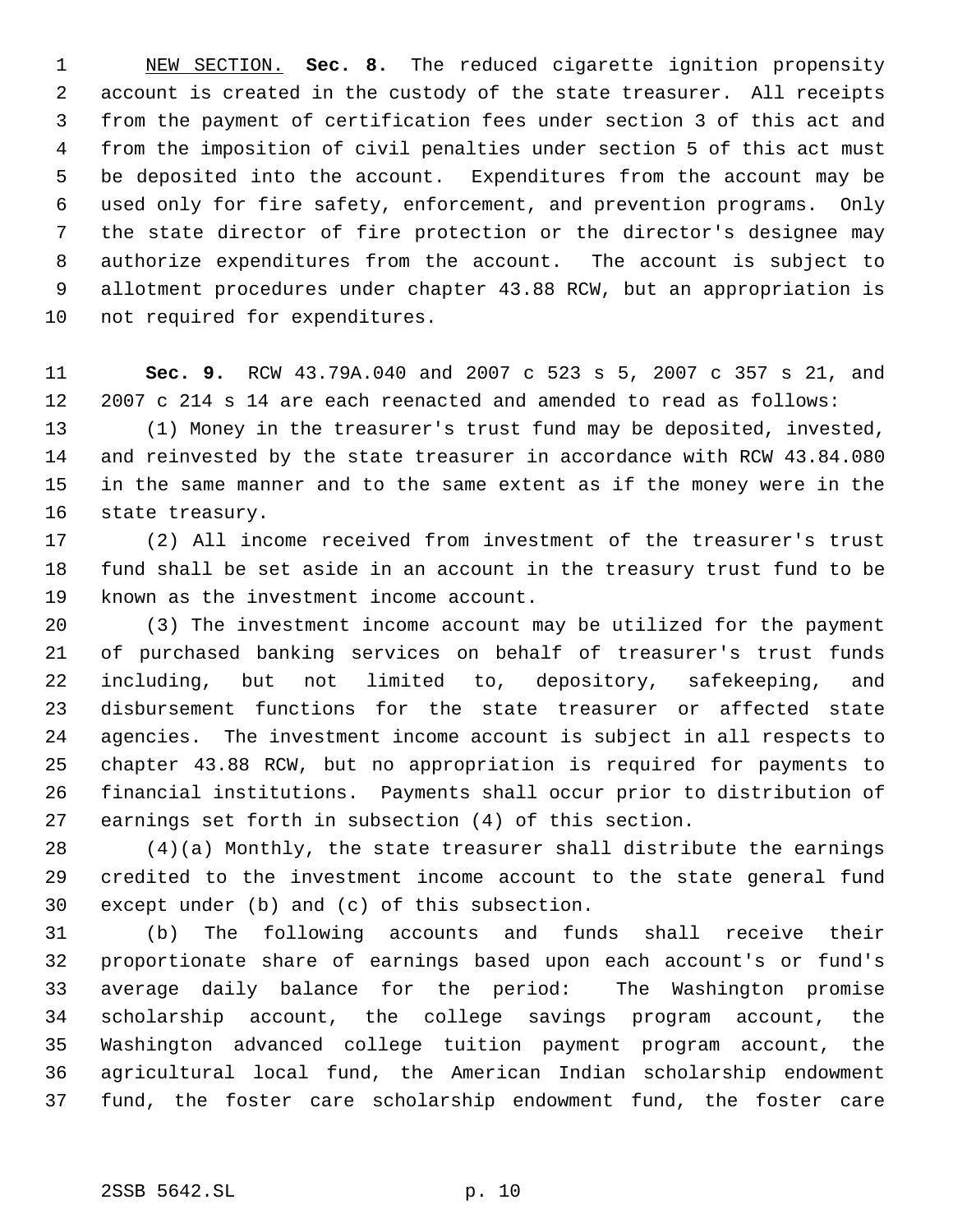NEW SECTION. **Sec. 8.** The reduced cigarette ignition propensity account is created in the custody of the state treasurer. All receipts from the payment of certification fees under section 3 of this act and from the imposition of civil penalties under section 5 of this act must be deposited into the account. Expenditures from the account may be used only for fire safety, enforcement, and prevention programs. Only the state director of fire protection or the director's designee may authorize expenditures from the account. The account is subject to allotment procedures under chapter 43.88 RCW, but an appropriation is not required for expenditures.

**Sec. 9.** RCW 43.79A.040 and 2007 c 523 s 5, 2007 c 357 s 21, and 2007 c 214 s 14 are each reenacted and amended to read as follows:

(1) Money in the treasurer's trust fund may be deposited, invested, and reinvested by the state treasurer in accordance with RCW 43.84.080 in the same manner and to the same extent as if the money were in the state treasury.

(2) All income received from investment of the treasurer's trust fund shall be set aside in an account in the treasury trust fund to be known as the investment income account.

(3) The investment income account may be utilized for the payment of purchased banking services on behalf of treasurer's trust funds including, but not limited to, depository, safekeeping, and disbursement functions for the state treasurer or affected state agencies. The investment income account is subject in all respects to chapter 43.88 RCW, but no appropriation is required for payments to financial institutions. Payments shall occur prior to distribution of earnings set forth in subsection (4) of this section.

(4)(a) Monthly, the state treasurer shall distribute the earnings credited to the investment income account to the state general fund except under (b) and (c) of this subsection.

(b) The following accounts and funds shall receive their proportionate share of earnings based upon each account's or fund's average daily balance for the period: The Washington promise scholarship account, the college savings program account, the Washington advanced college tuition payment program account, the agricultural local fund, the American Indian scholarship endowment fund, the foster care scholarship endowment fund, the foster care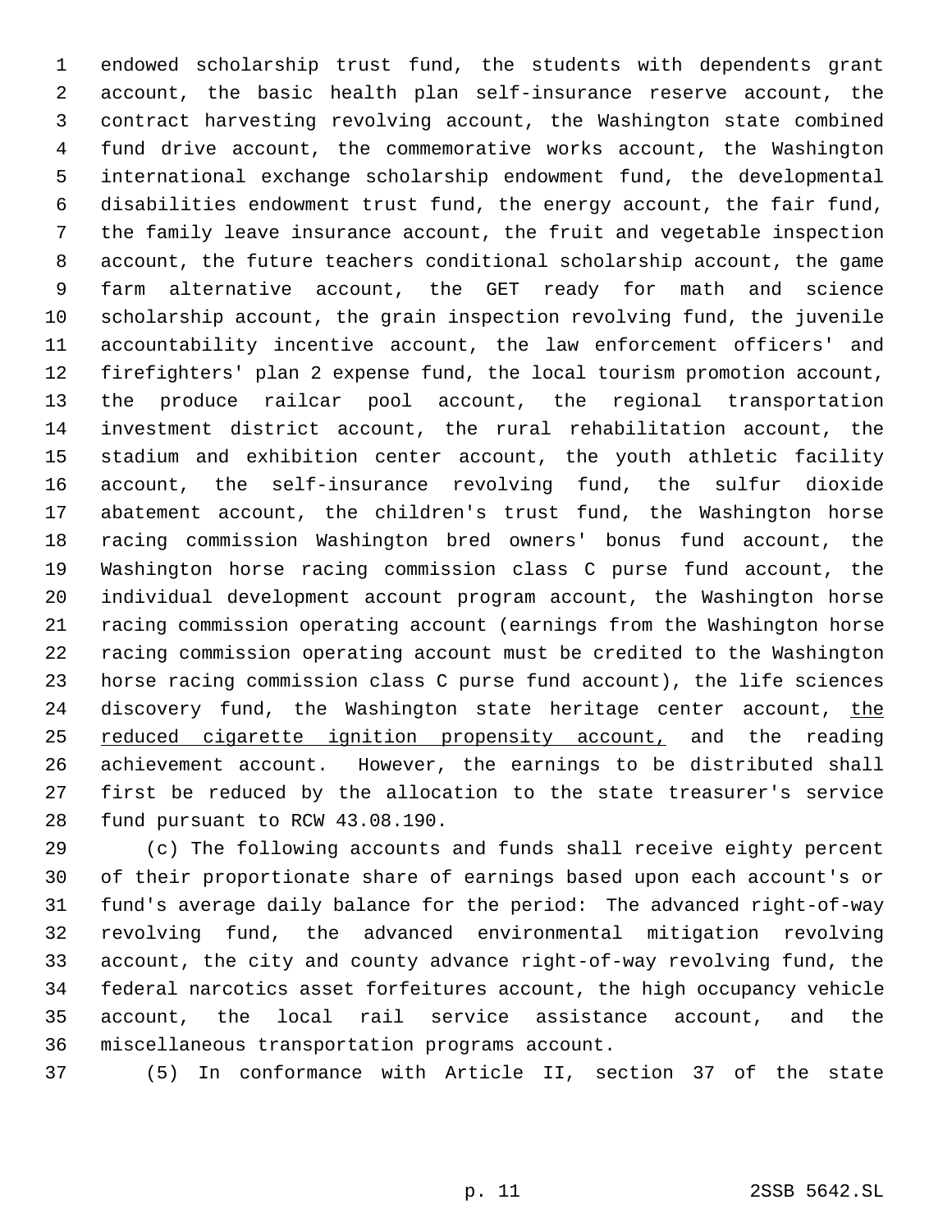endowed scholarship trust fund, the students with dependents grant account, the basic health plan self-insurance reserve account, the contract harvesting revolving account, the Washington state combined fund drive account, the commemorative works account, the Washington international exchange scholarship endowment fund, the developmental disabilities endowment trust fund, the energy account, the fair fund, the family leave insurance account, the fruit and vegetable inspection account, the future teachers conditional scholarship account, the game farm alternative account, the GET ready for math and science scholarship account, the grain inspection revolving fund, the juvenile accountability incentive account, the law enforcement officers' and firefighters' plan 2 expense fund, the local tourism promotion account, the produce railcar pool account, the regional transportation investment district account, the rural rehabilitation account, the stadium and exhibition center account, the youth athletic facility account, the self-insurance revolving fund, the sulfur dioxide abatement account, the children's trust fund, the Washington horse racing commission Washington bred owners' bonus fund account, the Washington horse racing commission class C purse fund account, the individual development account program account, the Washington horse racing commission operating account (earnings from the Washington horse racing commission operating account must be credited to the Washington horse racing commission class C purse fund account), the life sciences discovery fund, the Washington state heritage center account, <u>the reduced cigarette ignition propensity account,</u> and the reading achievement account. However, the earnings to be distributed shall first be reduced by the allocation to the state treasurer's service fund pursuant to RCW 43.08.190.

(c) The following accounts and funds shall receive eighty percent of their proportionate share of earnings based upon each account's or fund's average daily balance for the period: The advanced right-of-way revolving fund, the advanced environmental mitigation revolving account, the city and county advance right-of-way revolving fund, the federal narcotics asset forfeitures account, the high occupancy vehicle account, the local rail service assistance account, and the miscellaneous transportation programs account.

(5) In conformance with Article II, section 37 of the state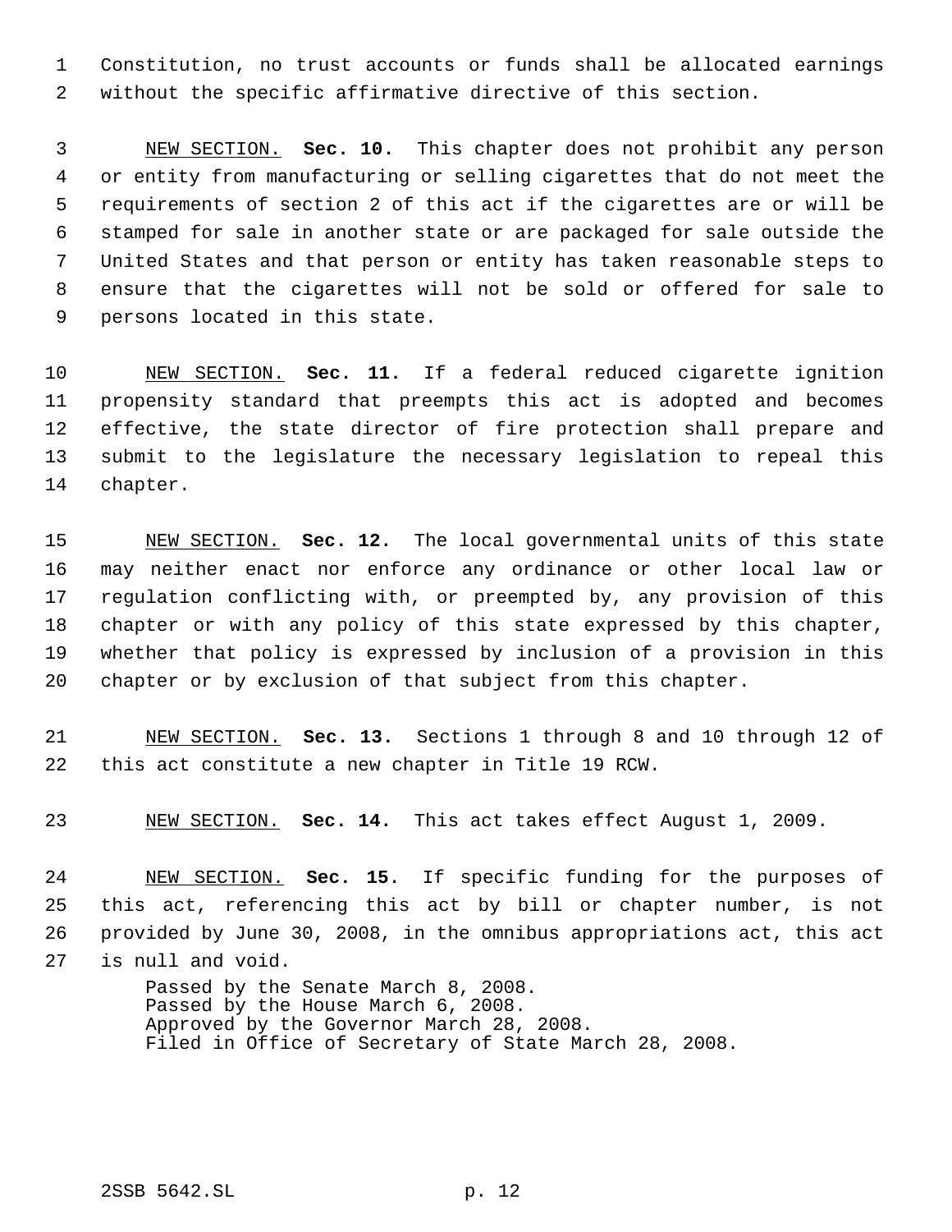Constitution, no trust accounts or funds shall be allocated earnings without the specific affirmative directive of this section.

NEW SECTION. **Sec. 10.** This chapter does not prohibit any person or entity from manufacturing or selling cigarettes that do not meet the requirements of section 2 of this act if the cigarettes are or will be stamped for sale in another state or are packaged for sale outside the United States and that person or entity has taken reasonable steps to ensure that the cigarettes will not be sold or offered for sale to persons located in this state.

NEW SECTION. **Sec. 11.** If a federal reduced cigarette ignition propensity standard that preempts this act is adopted and becomes effective, the state director of fire protection shall prepare and submit to the legislature the necessary legislation to repeal this chapter.

NEW SECTION. **Sec. 12.** The local governmental units of this state may neither enact nor enforce any ordinance or other local law or regulation conflicting with, or preempted by, any provision of this chapter or with any policy of this state expressed by this chapter, whether that policy is expressed by inclusion of a provision in this chapter or by exclusion of that subject from this chapter.

NEW SECTION. **Sec. 13.** Sections 1 through 8 and 10 through 12 of this act constitute a new chapter in Title 19 RCW.

NEW SECTION. **Sec. 14.** This act takes effect August 1, 2009.

NEW SECTION. **Sec. 15.** If specific funding for the purposes of this act, referencing this act by bill or chapter number, is not provided by June 30, 2008, in the omnibus appropriations act, this act is null and void.

Passed by the Senate March 8, 2008.
Passed by the House March 6, 2008.
Approved by the Governor March 28, 2008.
Filed in Office of Secretary of State March 28, 2008.